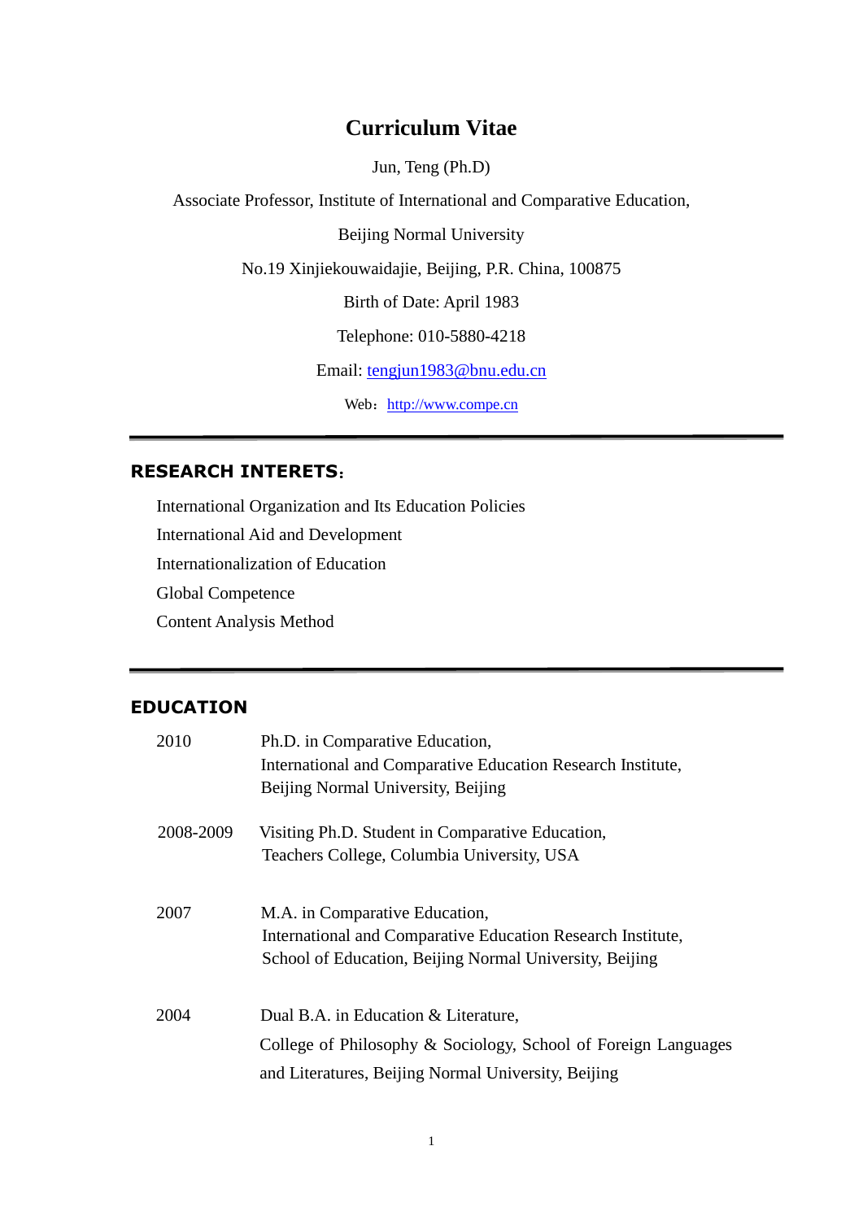# Curriculum Vitae

Jun, Teng (Ph.D)

Associate Professor, Institute of International and Comparative Education,

Beijing Normal University

No.19 Xinjiekouwaidajie, Beijing, P.R. China, 100875

Birth of Date: April 1983

Telephone: 010-5880-4218

Email: tengjun1983@bnu.edu.cn

Web：http://www.compe.cn

---

## RESEARCH INTERETS：

International Organization and Its Education Policies

International Aid and Development

Internationalization of Education

Global Competence

Content Analysis Method

---

## EDUCATION

| | |
|---|---|
| 2010 | Ph.D. in Comparative Education,<br>International and Comparative Education Research Institute,<br>Beijing Normal University, Beijing |
| 2008-2009 | Visiting Ph.D. Student in Comparative Education,<br>Teachers College, Columbia University, USA |
| 2007 | M.A. in Comparative Education,<br>International and Comparative Education Research Institute,<br>School of Education, Beijing Normal University, Beijing |
| 2004 | Dual B.A. in Education & Literature,<br>College of Philosophy & Sociology, School of Foreign Languages and Literatures, Beijing Normal University, Beijing |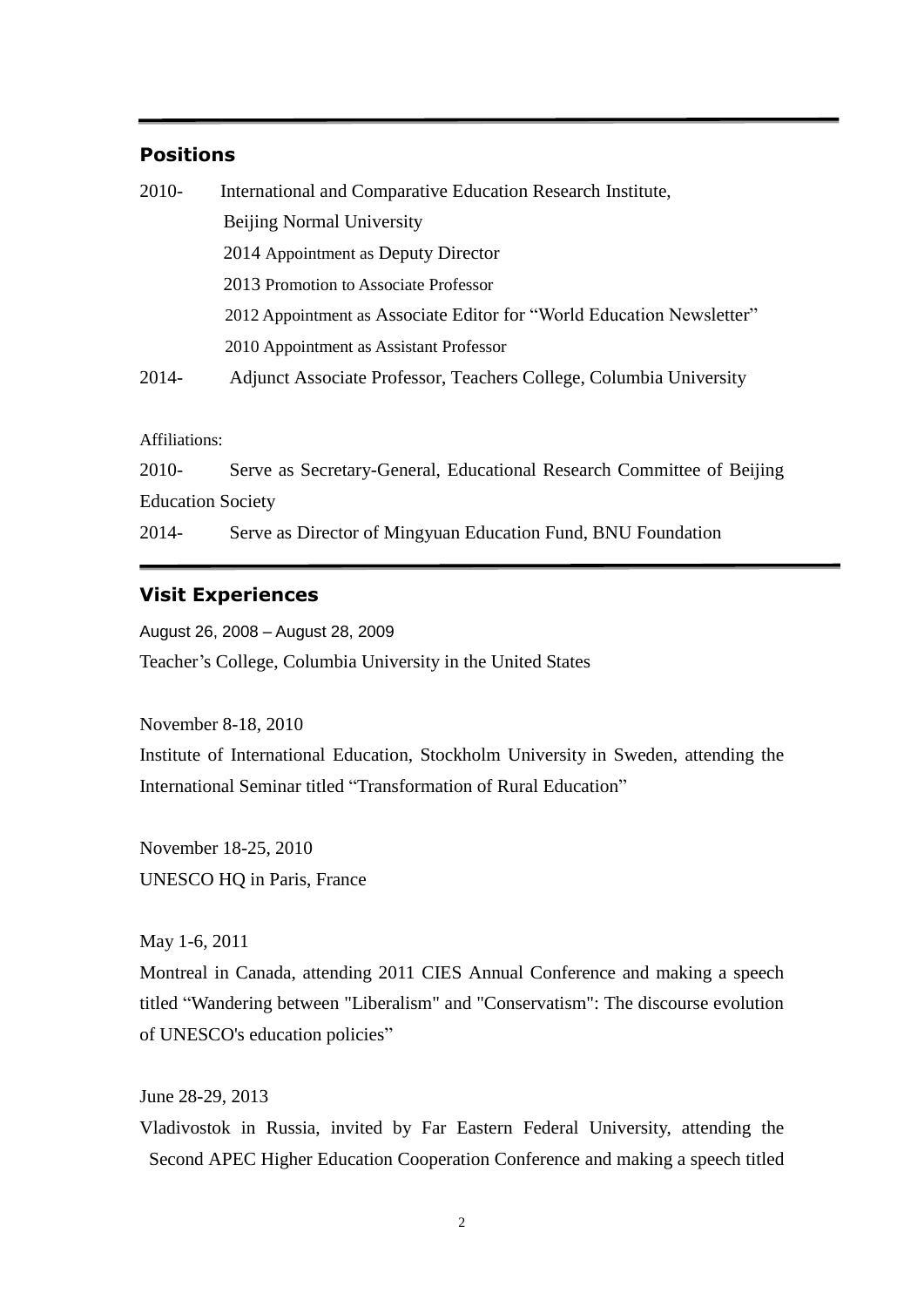## Positions

2010- International and Comparative Education Research Institute, Beijing Normal University

- 2014 Appointment as Deputy Director
- 2013 Promotion to Associate Professor
- 2012 Appointment as Associate Editor for "World Education Newsletter"
- 2010 Appointment as Assistant Professor

2014- Adjunct Associate Professor, Teachers College, Columbia University

Affiliations:

2010- Serve as Secretary-General, Educational Research Committee of Beijing Education Society

2014- Serve as Director of Mingyuan Education Fund, BNU Foundation

## Visit Experiences

August 26, 2008 – August 28, 2009
Teacher's College, Columbia University in the United States

November 8-18, 2010
Institute of International Education, Stockholm University in Sweden, attending the International Seminar titled "Transformation of Rural Education"

November 18-25, 2010
UNESCO HQ in Paris, France

May 1-6, 2011
Montreal in Canada, attending 2011 CIES Annual Conference and making a speech titled "Wandering between "Liberalism" and "Conservatism": The discourse evolution of UNESCO's education policies"

June 28-29, 2013
Vladivostok in Russia, invited by Far Eastern Federal University, attending the Second APEC Higher Education Cooperation Conference and making a speech titled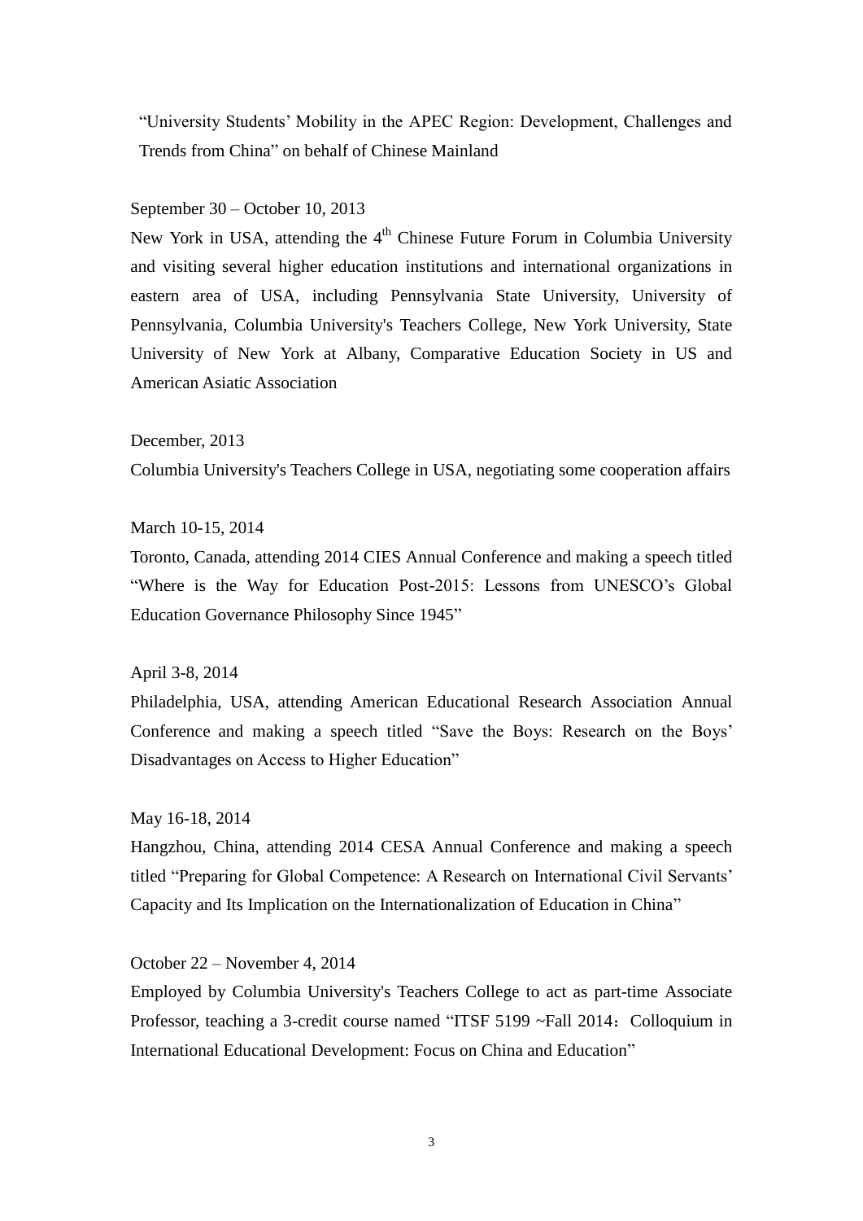"University Students' Mobility in the APEC Region: Development, Challenges and Trends from China" on behalf of Chinese Mainland

September 30 – October 10, 2013

New York in USA, attending the 4th Chinese Future Forum in Columbia University and visiting several higher education institutions and international organizations in eastern area of USA, including Pennsylvania State University, University of Pennsylvania, Columbia University's Teachers College, New York University, State University of New York at Albany, Comparative Education Society in US and American Asiatic Association

December, 2013

Columbia University's Teachers College in USA, negotiating some cooperation affairs

March 10-15, 2014

Toronto, Canada, attending 2014 CIES Annual Conference and making a speech titled "Where is the Way for Education Post-2015: Lessons from UNESCO's Global Education Governance Philosophy Since 1945"

April 3-8, 2014

Philadelphia, USA, attending American Educational Research Association Annual Conference and making a speech titled "Save the Boys: Research on the Boys' Disadvantages on Access to Higher Education"

May 16-18, 2014

Hangzhou, China, attending 2014 CESA Annual Conference and making a speech titled "Preparing for Global Competence: A Research on International Civil Servants' Capacity and Its Implication on the Internationalization of Education in China"

October 22 – November 4, 2014

Employed by Columbia University's Teachers College to act as part-time Associate Professor, teaching a 3-credit course named "ITSF 5199 ~Fall 2014：Colloquium in International Educational Development: Focus on China and Education"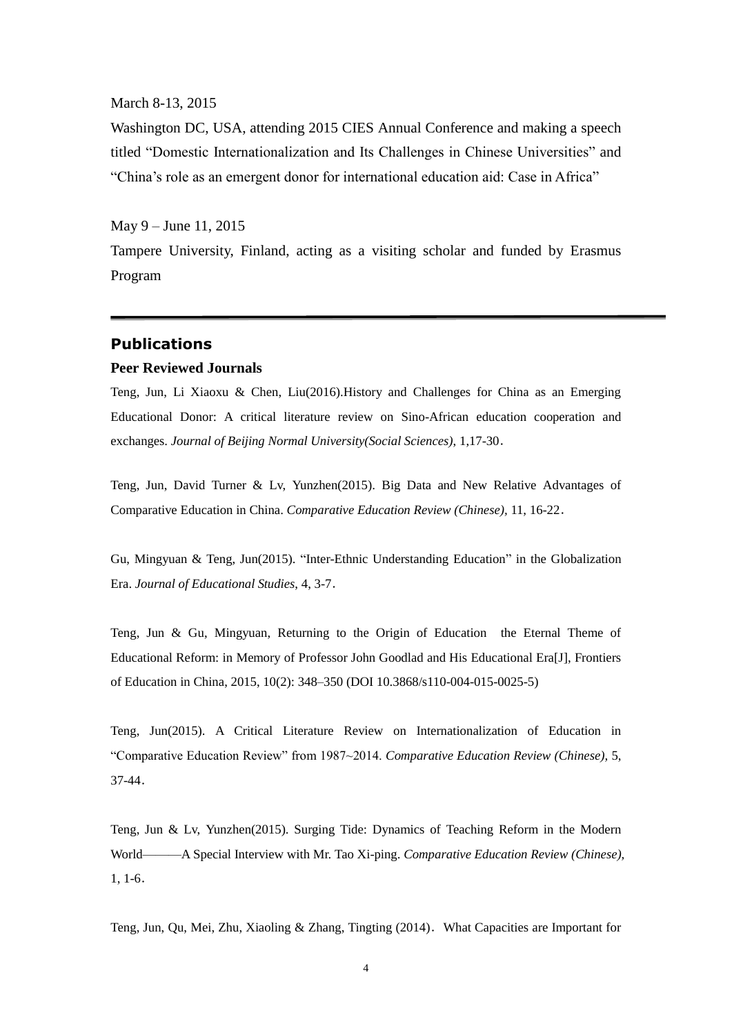March 8-13, 2015

Washington DC, USA, attending 2015 CIES Annual Conference and making a speech titled "Domestic Internationalization and Its Challenges in Chinese Universities" and "China's role as an emergent donor for international education aid: Case in Africa"

May 9 – June 11, 2015

Tampere University, Finland, acting as a visiting scholar and funded by Erasmus Program

---

## Publications

### Peer Reviewed Journals

Teng, Jun, Li Xiaoxu & Chen, Liu(2016).History and Challenges for China as an Emerging Educational Donor: A critical literature review on Sino-African education cooperation and exchanges. *Journal of Beijing Normal University(Social Sciences)*, 1,17-30.

Teng, Jun, David Turner & Lv, Yunzhen(2015). Big Data and New Relative Advantages of Comparative Education in China. *Comparative Education Review (Chinese)*, 11, 16-22.

Gu, Mingyuan & Teng, Jun(2015). "Inter-Ethnic Understanding Education" in the Globalization Era. *Journal of Educational Studies*, 4, 3-7.

Teng, Jun & Gu, Mingyuan, Returning to the Origin of Education the Eternal Theme of Educational Reform: in Memory of Professor John Goodlad and His Educational Era[J], Frontiers of Education in China, 2015, 10(2): 348–350 (DOI 10.3868/s110-004-015-0025-5)

Teng, Jun(2015). A Critical Literature Review on Internationalization of Education in "Comparative Education Review" from 1987~2014. *Comparative Education Review (Chinese)*, 5, 37-44.

Teng, Jun & Lv, Yunzhen(2015). Surging Tide: Dynamics of Teaching Reform in the Modern World———A Special Interview with Mr. Tao Xi-ping. *Comparative Education Review (Chinese)*, 1, 1-6.

Teng, Jun, Qu, Mei, Zhu, Xiaoling & Zhang, Tingting (2014). What Capacities are Important for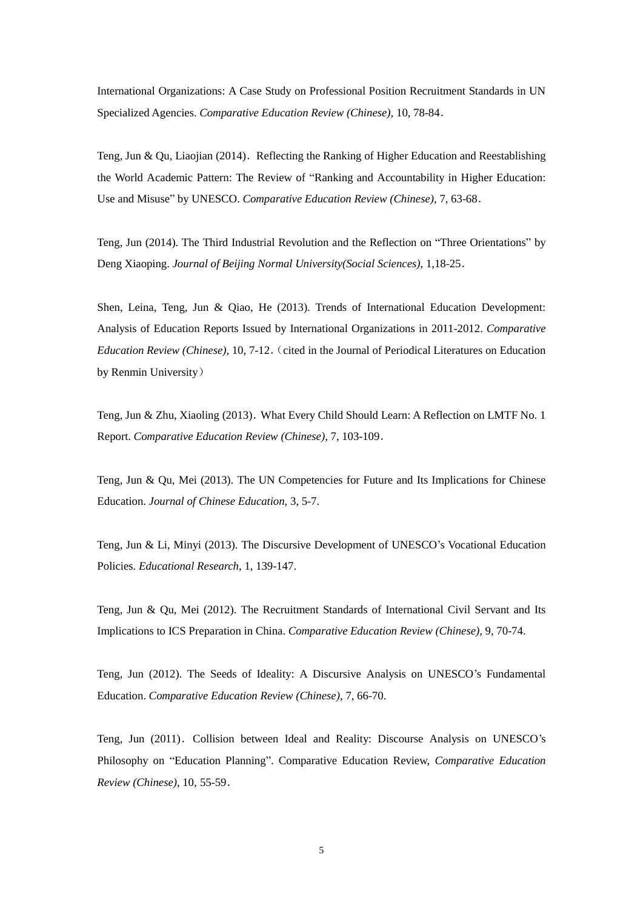International Organizations: A Case Study on Professional Position Recruitment Standards in UN Specialized Agencies. *Comparative Education Review (Chinese),* 10, 78-84.

Teng, Jun & Qu, Liaojian (2014). Reflecting the Ranking of Higher Education and Reestablishing the World Academic Pattern: The Review of "Ranking and Accountability in Higher Education: Use and Misuse" by UNESCO. *Comparative Education Review (Chinese),* 7, 63-68.

Teng, Jun (2014). The Third Industrial Revolution and the Reflection on "Three Orientations" by Deng Xiaoping. *Journal of Beijing Normal University(Social Sciences),* 1,18-25.

Shen, Leina, Teng, Jun & Qiao, He (2013). Trends of International Education Development: Analysis of Education Reports Issued by International Organizations in 2011-2012. *Comparative Education Review (Chinese),* 10, 7-12.（cited in the Journal of Periodical Literatures on Education by Renmin University）

Teng, Jun & Zhu, Xiaoling (2013). What Every Child Should Learn: A Reflection on LMTF No. 1 Report. *Comparative Education Review (Chinese),* 7, 103-109.

Teng, Jun & Qu, Mei (2013). The UN Competencies for Future and Its Implications for Chinese Education. *Journal of Chinese Education,* 3, 5-7.

Teng, Jun & Li, Minyi (2013). The Discursive Development of UNESCO's Vocational Education Policies. *Educational Research*, 1, 139-147.

Teng, Jun & Qu, Mei (2012). The Recruitment Standards of International Civil Servant and Its Implications to ICS Preparation in China. *Comparative Education Review (Chinese),* 9, 70-74.

Teng, Jun (2012). The Seeds of Ideality: A Discursive Analysis on UNESCO's Fundamental Education. *Comparative Education Review (Chinese),* 7, 66-70.

Teng, Jun (2011). Collision between Ideal and Reality: Discourse Analysis on UNESCO's Philosophy on "Education Planning". Comparative Education Review, *Comparative Education Review (Chinese),* 10, 55-59.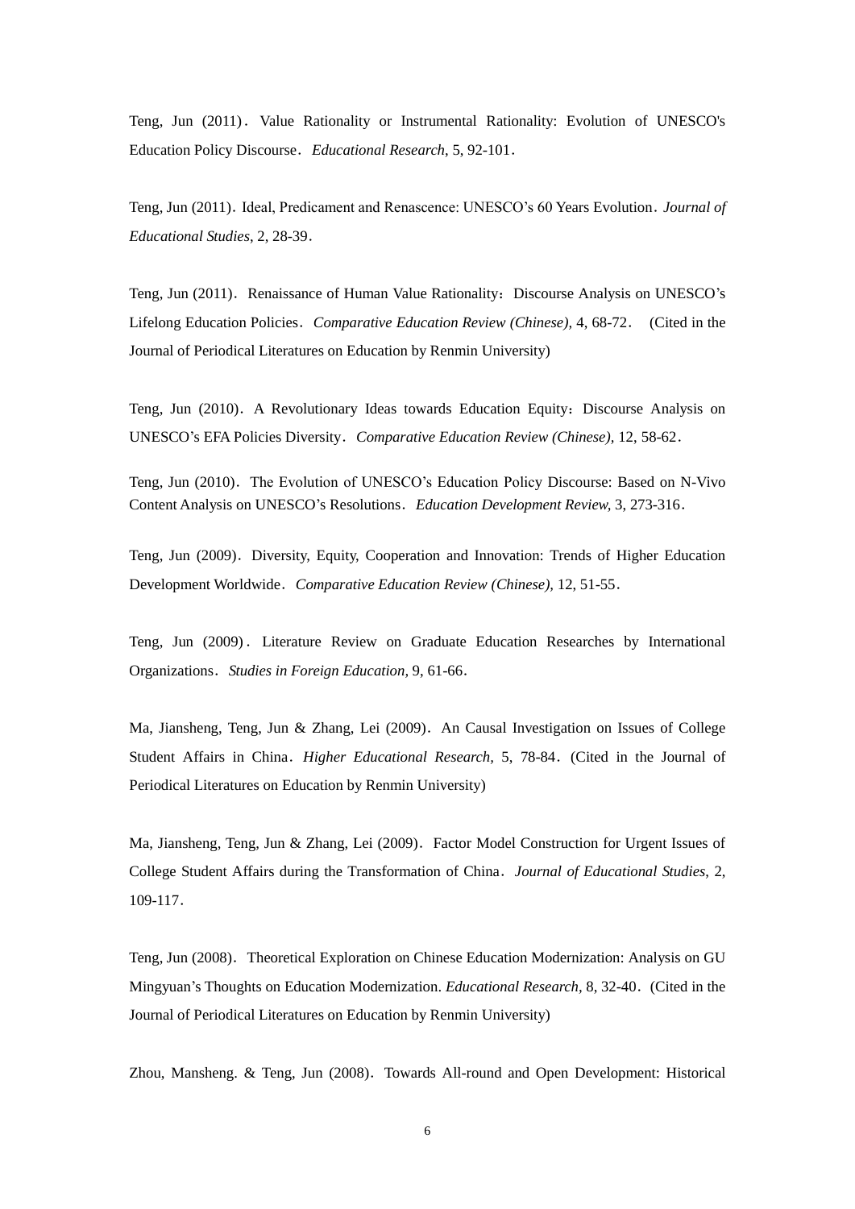Teng, Jun (2011). Value Rationality or Instrumental Rationality: Evolution of UNESCO's Education Policy Discourse. *Educational Research*, 5, 92-101.

Teng, Jun (2011). Ideal, Predicament and Renascence: UNESCO's 60 Years Evolution. *Journal of Educational Studies*, 2, 28-39.

Teng, Jun (2011). Renaissance of Human Value Rationality：Discourse Analysis on UNESCO's Lifelong Education Policies. *Comparative Education Review (Chinese)*, 4, 68-72. (Cited in the Journal of Periodical Literatures on Education by Renmin University)

Teng, Jun (2010). A Revolutionary Ideas towards Education Equity：Discourse Analysis on UNESCO's EFA Policies Diversity. *Comparative Education Review (Chinese)*, 12, 58-62.

Teng, Jun (2010). The Evolution of UNESCO's Education Policy Discourse: Based on N-Vivo Content Analysis on UNESCO's Resolutions. *Education Development Review*, 3, 273-316.

Teng, Jun (2009). Diversity, Equity, Cooperation and Innovation: Trends of Higher Education Development Worldwide. *Comparative Education Review (Chinese)*, 12, 51-55.

Teng, Jun (2009). Literature Review on Graduate Education Researches by International Organizations. *Studies in Foreign Education*, 9, 61-66.

Ma, Jiansheng, Teng, Jun & Zhang, Lei (2009). An Causal Investigation on Issues of College Student Affairs in China. *Higher Educational Research*, 5, 78-84. (Cited in the Journal of Periodical Literatures on Education by Renmin University)

Ma, Jiansheng, Teng, Jun & Zhang, Lei (2009). Factor Model Construction for Urgent Issues of College Student Affairs during the Transformation of China. *Journal of Educational Studies*, 2, 109-117.

Teng, Jun (2008). Theoretical Exploration on Chinese Education Modernization: Analysis on GU Mingyuan's Thoughts on Education Modernization. *Educational Research*, 8, 32-40. (Cited in the Journal of Periodical Literatures on Education by Renmin University)

Zhou, Mansheng. & Teng, Jun (2008). Towards All-round and Open Development: Historical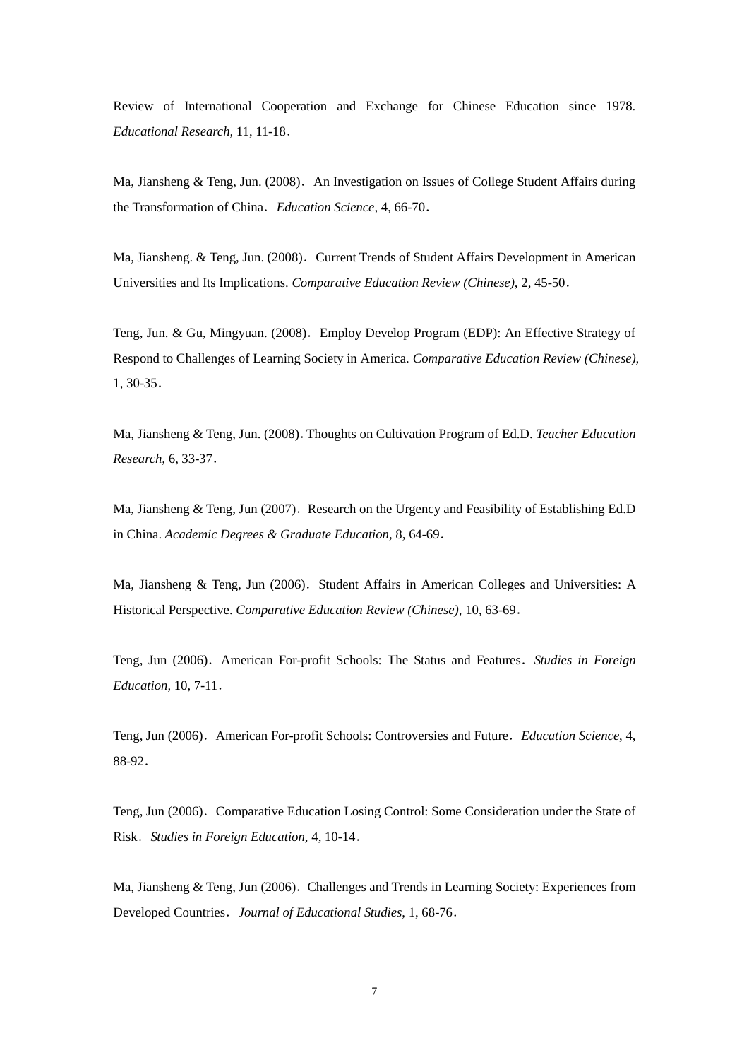Review of International Cooperation and Exchange for Chinese Education since 1978. *Educational Research,* 11, 11-18．

Ma, Jiansheng & Teng, Jun. (2008)．An Investigation on Issues of College Student Affairs during the Transformation of China．*Education Science,* 4, 66-70．

Ma, Jiansheng. & Teng, Jun. (2008)．Current Trends of Student Affairs Development in American Universities and Its Implications. *Comparative Education Review (Chinese),* 2, 45-50．

Teng, Jun. & Gu, Mingyuan. (2008)．Employ Develop Program (EDP): An Effective Strategy of Respond to Challenges of Learning Society in America. *Comparative Education Review (Chinese),* 1, 30-35．

Ma, Jiansheng & Teng, Jun. (2008)．Thoughts on Cultivation Program of Ed.D. *Teacher Education Research,* 6, 33-37．

Ma, Jiansheng & Teng, Jun (2007)．Research on the Urgency and Feasibility of Establishing Ed.D in China. *Academic Degrees & Graduate Education,* 8, 64-69．

Ma, Jiansheng & Teng, Jun (2006)．Student Affairs in American Colleges and Universities: A Historical Perspective. *Comparative Education Review (Chinese),* 10, 63-69．

Teng, Jun (2006)．American For-profit Schools: The Status and Features．*Studies in Foreign Education,* 10, 7-11．

Teng, Jun (2006)．American For-profit Schools: Controversies and Future．*Education Science*, 4, 88-92．

Teng, Jun (2006)．Comparative Education Losing Control: Some Consideration under the State of Risk．*Studies in Foreign Education*, 4, 10-14．

Ma, Jiansheng & Teng, Jun (2006)．Challenges and Trends in Learning Society: Experiences from Developed Countries．*Journal of Educational Studies*, 1, 68-76．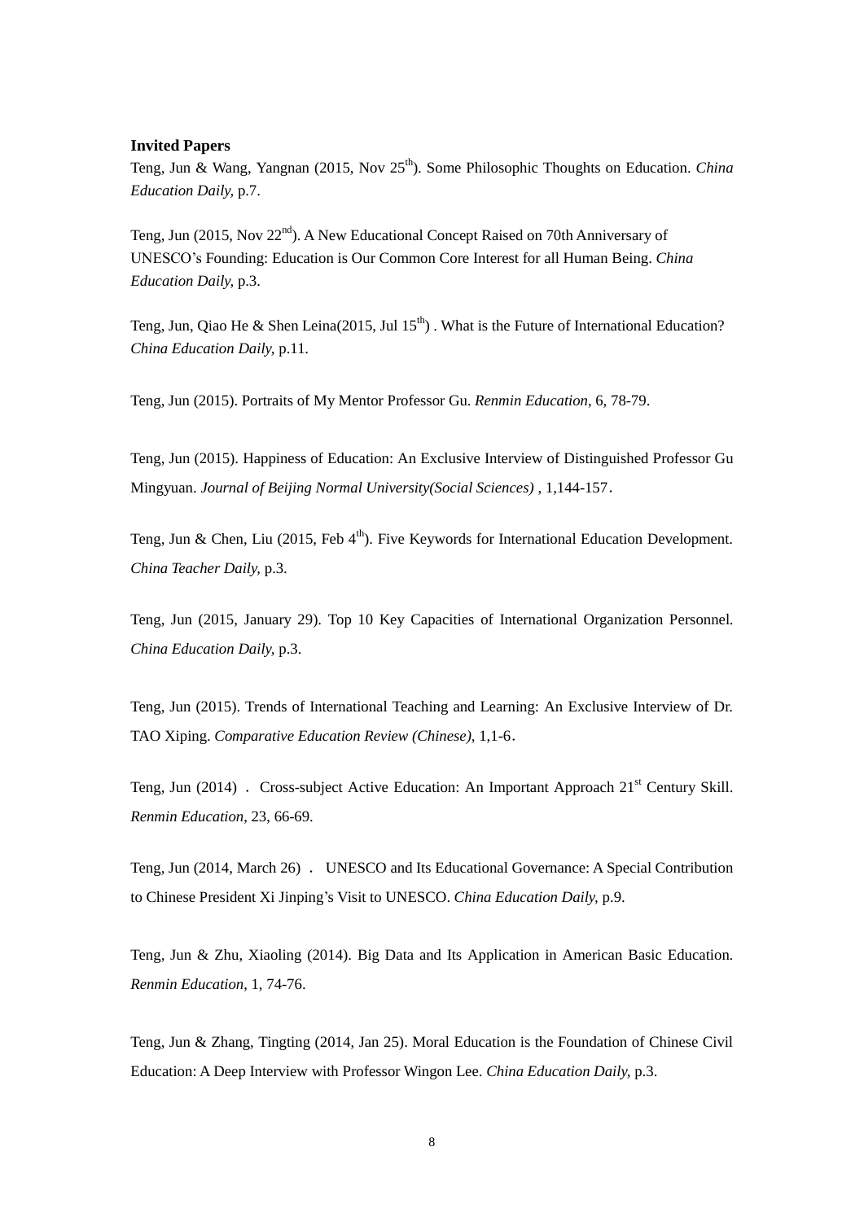**Invited Papers**

Teng, Jun & Wang, Yangnan (2015, Nov 25th). Some Philosophic Thoughts on Education. *China Education Daily,* p.7.

Teng, Jun (2015, Nov 22nd). A New Educational Concept Raised on 70th Anniversary of UNESCO's Founding: Education is Our Common Core Interest for all Human Being. *China Education Daily,* p.3.

Teng, Jun, Qiao He & Shen Leina(2015, Jul 15th) . What is the Future of International Education? *China Education Daily,* p.11.

Teng, Jun (2015). Portraits of My Mentor Professor Gu. *Renmin Education*, 6, 78-79.

Teng, Jun (2015). Happiness of Education: An Exclusive Interview of Distinguished Professor Gu Mingyuan. *Journal of Beijing Normal University(Social Sciences)* , 1,144-157.

Teng, Jun & Chen, Liu (2015, Feb 4th). Five Keywords for International Education Development. *China Teacher Daily,* p.3.

Teng, Jun (2015, January 29). Top 10 Key Capacities of International Organization Personnel. *China Education Daily,* p.3.

Teng, Jun (2015). Trends of International Teaching and Learning: An Exclusive Interview of Dr. TAO Xiping. *Comparative Education Review (Chinese),* 1,1-6.

Teng, Jun (2014) . Cross-subject Active Education: An Important Approach 21st Century Skill. *Renmin Education*, 23, 66-69.

Teng, Jun (2014, March 26) . UNESCO and Its Educational Governance: A Special Contribution to Chinese President Xi Jinping's Visit to UNESCO. *China Education Daily,* p.9.

Teng, Jun & Zhu, Xiaoling (2014). Big Data and Its Application in American Basic Education. *Renmin Education*, 1, 74-76.

Teng, Jun & Zhang, Tingting (2014, Jan 25). Moral Education is the Foundation of Chinese Civil Education: A Deep Interview with Professor Wingon Lee. *China Education Daily,* p.3.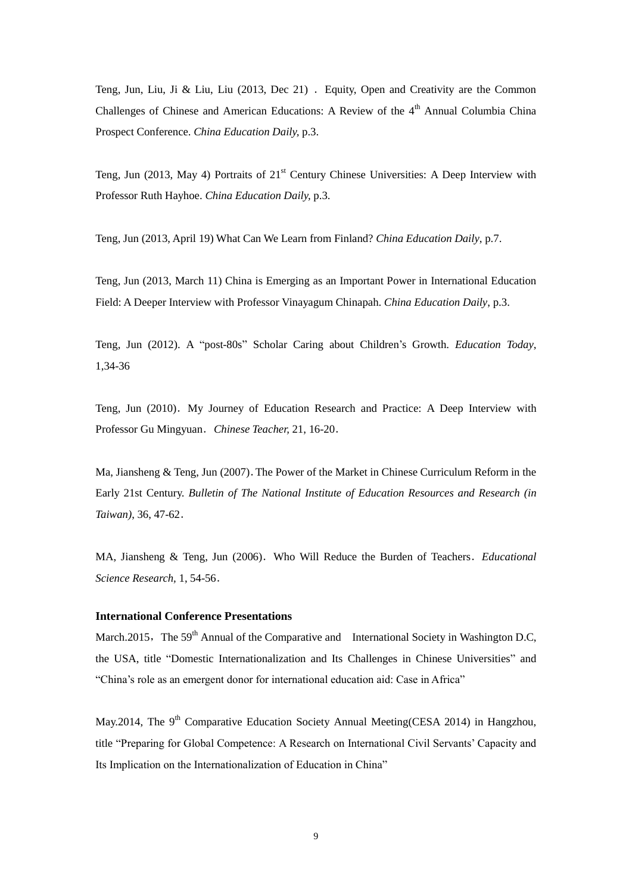Teng, Jun, Liu, Ji & Liu, Liu (2013, Dec 21) . Equity, Open and Creativity are the Common Challenges of Chinese and American Educations: A Review of the 4th Annual Columbia China Prospect Conference. *China Education Daily,* p.3.

Teng, Jun (2013, May 4) Portraits of 21st Century Chinese Universities: A Deep Interview with Professor Ruth Hayhoe. *China Education Daily,* p.3.

Teng, Jun (2013, April 19) What Can We Learn from Finland? *China Education Daily*, p.7.

Teng, Jun (2013, March 11) China is Emerging as an Important Power in International Education Field: A Deeper Interview with Professor Vinayagum Chinapah. *China Education Daily*, p.3.

Teng, Jun (2012). A "post-80s" Scholar Caring about Children's Growth. *Education Today*, 1,34-36

Teng, Jun (2010). My Journey of Education Research and Practice: A Deep Interview with Professor Gu Mingyuan. *Chinese Teacher,* 21, 16-20.

Ma, Jiansheng & Teng, Jun (2007). The Power of the Market in Chinese Curriculum Reform in the Early 21st Century. *Bulletin of The National Institute of Education Resources and Research (in Taiwan)*, 36, 47-62.

MA, Jiansheng & Teng, Jun (2006). Who Will Reduce the Burden of Teachers. *Educational Science Research,* 1, 54-56.

**International Conference Presentations**

March.2015，The 59th Annual of the Comparative and International Society in Washington D.C, the USA, title "Domestic Internationalization and Its Challenges in Chinese Universities" and "China's role as an emergent donor for international education aid: Case in Africa"

May.2014, The 9th Comparative Education Society Annual Meeting(CESA 2014) in Hangzhou, title "Preparing for Global Competence: A Research on International Civil Servants' Capacity and Its Implication on the Internationalization of Education in China"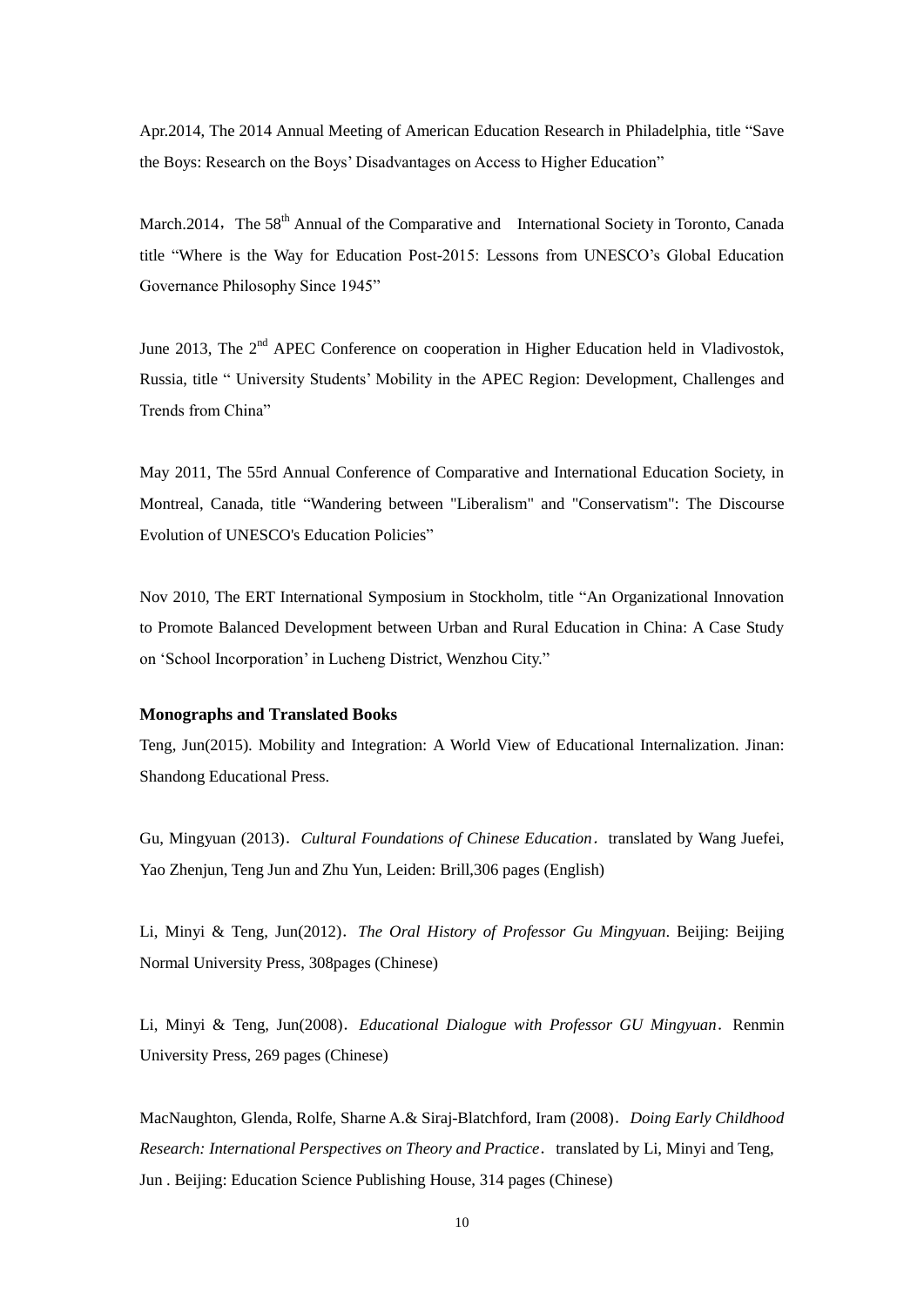Apr.2014, The 2014 Annual Meeting of American Education Research in Philadelphia, title "Save the Boys: Research on the Boys' Disadvantages on Access to Higher Education"

March.2014，The 58th Annual of the Comparative and International Society in Toronto, Canada title "Where is the Way for Education Post-2015: Lessons from UNESCO's Global Education Governance Philosophy Since 1945"

June 2013, The 2nd APEC Conference on cooperation in Higher Education held in Vladivostok, Russia, title " University Students' Mobility in the APEC Region: Development, Challenges and Trends from China"

May 2011, The 55rd Annual Conference of Comparative and International Education Society, in Montreal, Canada, title "Wandering between "Liberalism" and "Conservatism": The Discourse Evolution of UNESCO's Education Policies"

Nov 2010, The ERT International Symposium in Stockholm, title "An Organizational Innovation to Promote Balanced Development between Urban and Rural Education in China: A Case Study on 'School Incorporation' in Lucheng District, Wenzhou City."

**Monographs and Translated Books**

Teng, Jun(2015). Mobility and Integration: A World View of Educational Internalization. Jinan: Shandong Educational Press.

Gu, Mingyuan (2013)．*Cultural Foundations of Chinese Education*．translated by Wang Juefei, Yao Zhenjun, Teng Jun and Zhu Yun, Leiden: Brill,306 pages (English)

Li, Minyi & Teng, Jun(2012)．*The Oral History of Professor Gu Mingyuan*. Beijing: Beijing Normal University Press, 308pages (Chinese)

Li, Minyi & Teng, Jun(2008)．*Educational Dialogue with Professor GU Mingyuan*．Renmin University Press, 269 pages (Chinese)

MacNaughton, Glenda, Rolfe, Sharne A.& Siraj-Blatchford, Iram (2008)．*Doing Early Childhood Research: International Perspectives on Theory and Practice*．translated by Li, Minyi and Teng, Jun . Beijing: Education Science Publishing House, 314 pages (Chinese)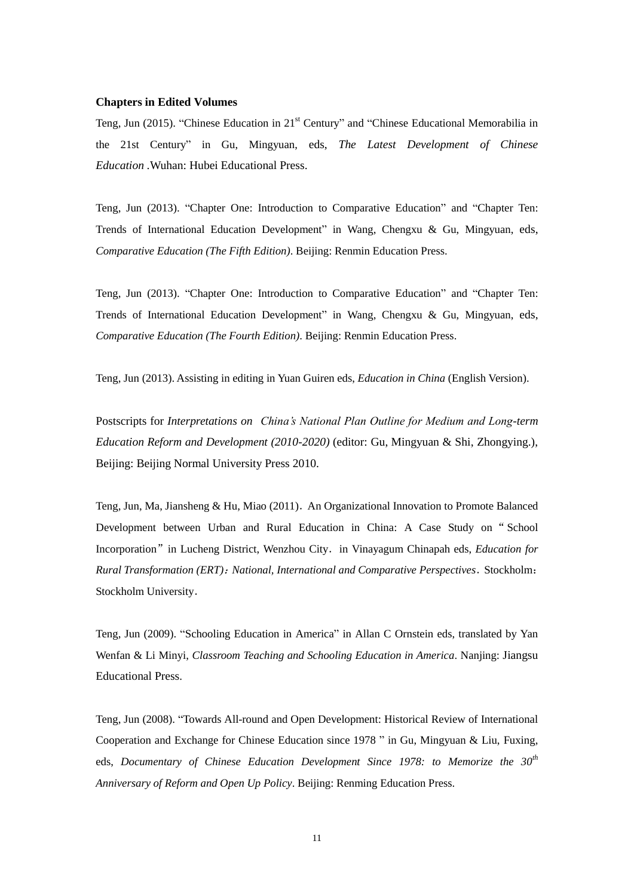**Chapters in Edited Volumes**

Teng, Jun (2015). “Chinese Education in 21st Century” and “Chinese Educational Memorabilia in the 21st Century” in Gu, Mingyuan, eds, *The Latest Development of Chinese Education* .Wuhan: Hubei Educational Press.

Teng, Jun (2013). “Chapter One: Introduction to Comparative Education” and “Chapter Ten: Trends of International Education Development” in Wang, Chengxu & Gu, Mingyuan, eds, *Comparative Education (The Fifth Edition)*. Beijing: Renmin Education Press.

Teng, Jun (2013). “Chapter One: Introduction to Comparative Education” and “Chapter Ten: Trends of International Education Development” in Wang, Chengxu & Gu, Mingyuan, eds, *Comparative Education (The Fourth Edition)*. Beijing: Renmin Education Press.

Teng, Jun (2013). Assisting in editing in Yuan Guiren eds, *Education in China* (English Version).

Postscripts for *Interpretations on China's National Plan Outline for Medium and Long-term Education Reform and Development (2010-2020)* (editor: Gu, Mingyuan & Shi, Zhongying.), Beijing: Beijing Normal University Press 2010.

Teng, Jun, Ma, Jiansheng & Hu, Miao (2011). An Organizational Innovation to Promote Balanced Development between Urban and Rural Education in China: A Case Study on “School Incorporation” in Lucheng District, Wenzhou City. in Vinayagum Chinapah eds, *Education for Rural Transformation (ERT)：National, International and Comparative Perspectives*. Stockholm：Stockholm University.

Teng, Jun (2009). “Schooling Education in America” in Allan C Ornstein eds, translated by Yan Wenfan & Li Minyi, *Classroom Teaching and Schooling Education in America*. Nanjing: Jiangsu Educational Press.

Teng, Jun (2008). “Towards All-round and Open Development: Historical Review of International Cooperation and Exchange for Chinese Education since 1978 ” in Gu, Mingyuan & Liu, Fuxing, eds, *Documentary of Chinese Education Development Since 1978: to Memorize the 30th Anniversary of Reform and Open Up Policy*. Beijing: Renming Education Press.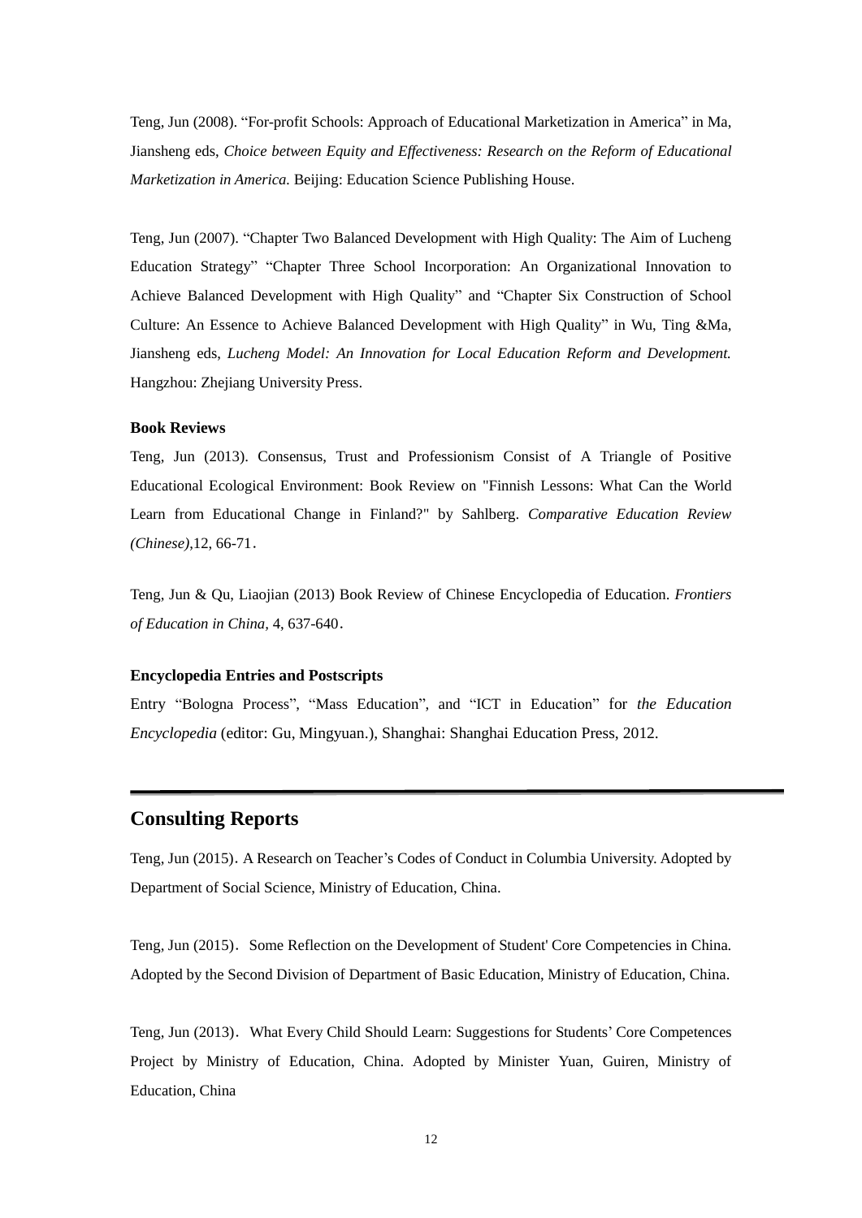Teng, Jun (2008). “For-profit Schools: Approach of Educational Marketization in America” in Ma, Jiansheng eds, *Choice between Equity and Effectiveness: Research on the Reform of Educational Marketization in America.* Beijing: Education Science Publishing House.

Teng, Jun (2007). “Chapter Two Balanced Development with High Quality: The Aim of Lucheng Education Strategy” “Chapter Three School Incorporation: An Organizational Innovation to Achieve Balanced Development with High Quality” and “Chapter Six Construction of School Culture: An Essence to Achieve Balanced Development with High Quality” in Wu, Ting &Ma, Jiansheng eds, *Lucheng Model: An Innovation for Local Education Reform and Development.* Hangzhou: Zhejiang University Press.

**Book Reviews**

Teng, Jun (2013). Consensus, Trust and Professionism Consist of A Triangle of Positive Educational Ecological Environment: Book Review on "Finnish Lessons: What Can the World Learn from Educational Change in Finland?" by Sahlberg. *Comparative Education Review (Chinese)*,12, 66-71.

Teng, Jun & Qu, Liaojian (2013) Book Review of Chinese Encyclopedia of Education. *Frontiers of Education in China,* 4, 637-640.

**Encyclopedia Entries and Postscripts**

Entry “Bologna Process”, “Mass Education”, and “ICT in Education” for *the Education Encyclopedia* (editor: Gu, Mingyuan.), Shanghai: Shanghai Education Press, 2012.

## Consulting Reports

Teng, Jun (2015). A Research on Teacher’s Codes of Conduct in Columbia University. Adopted by Department of Social Science, Ministry of Education, China.

Teng, Jun (2015). Some Reflection on the Development of Student' Core Competencies in China. Adopted by the Second Division of Department of Basic Education, Ministry of Education, China.

Teng, Jun (2013). What Every Child Should Learn: Suggestions for Students’ Core Competences Project by Ministry of Education, China. Adopted by Minister Yuan, Guiren, Ministry of Education, China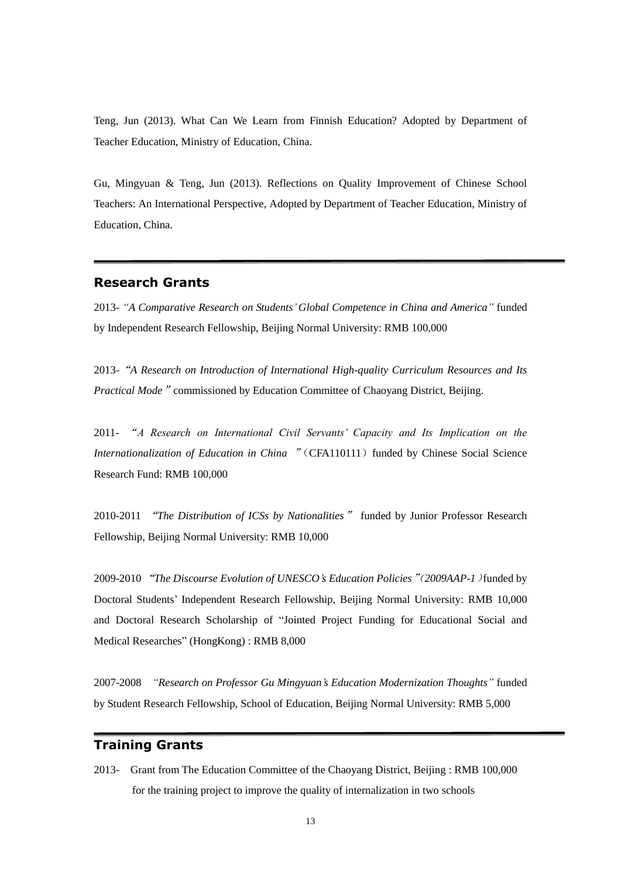Teng, Jun (2013). What Can We Learn from Finnish Education? Adopted by Department of Teacher Education, Ministry of Education, China.

Gu, Mingyuan & Teng, Jun (2013). Reflections on Quality Improvement of Chinese School Teachers: An International Perspective, Adopted by Department of Teacher Education, Ministry of Education, China.

## Research Grants

2013- *"A Comparative Research on Students' Global Competence in China and America"* funded by Independent Research Fellowship, Beijing Normal University: RMB 100,000

2013- *"A Research on Introduction of International High-quality Curriculum Resources and Its Practical Mode"* commissioned by Education Committee of Chaoyang District, Beijing.

2011- *"A Research on International Civil Servants' Capacity and Its Implication on the Internationalization of Education in China"*（CFA110111）funded by Chinese Social Science Research Fund: RMB 100,000

2010-2011 *"The Distribution of ICSs by Nationalities"* funded by Junior Professor Research Fellowship, Beijing Normal University: RMB 10,000

2009-2010 *"The Discourse Evolution of UNESCO's Education Policies"（2009AAP-1）*funded by Doctoral Students' Independent Research Fellowship, Beijing Normal University: RMB 10,000 and Doctoral Research Scholarship of "Jointed Project Funding for Educational Social and Medical Researches" (HongKong) : RMB 8,000

2007-2008 *"Research on Professor Gu Mingyuan's Education Modernization Thoughts"* funded by Student Research Fellowship, School of Education, Beijing Normal University: RMB 5,000

## Training Grants

2013- Grant from The Education Committee of the Chaoyang District, Beijing : RMB 100,000 for the training project to improve the quality of internalization in two schools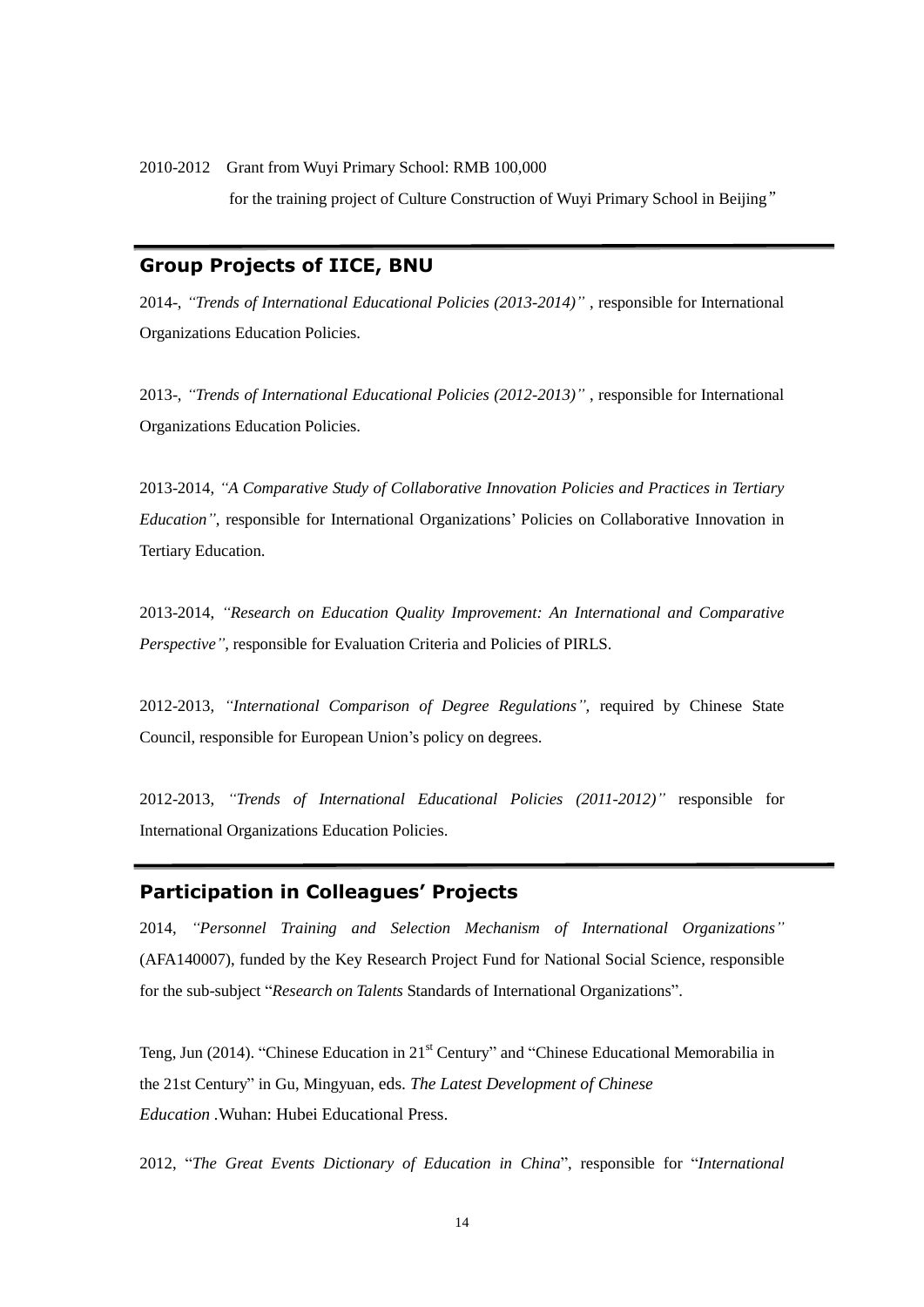2010-2012 Grant from Wuyi Primary School: RMB 100,000

for the training project of Culture Construction of Wuyi Primary School in Beijing”

## Group Projects of IICE, BNU

2014-, *“Trends of International Educational Policies (2013-2014)”* , responsible for International Organizations Education Policies.

2013-, *“Trends of International Educational Policies (2012-2013)”* , responsible for International Organizations Education Policies.

2013-2014, *“A Comparative Study of Collaborative Innovation Policies and Practices in Tertiary Education”*, responsible for International Organizations’ Policies on Collaborative Innovation in Tertiary Education.

2013-2014, *“Research on Education Quality Improvement: An International and Comparative Perspective”*, responsible for Evaluation Criteria and Policies of PIRLS.

2012-2013, *“International Comparison of Degree Regulations”,* required by Chinese State Council, responsible for European Union’s policy on degrees.

2012-2013, *“Trends of International Educational Policies (2011-2012)”* responsible for International Organizations Education Policies.

## Participation in Colleagues’ Projects

2014, *“Personnel Training and Selection Mechanism of International Organizations”* (AFA140007), funded by the Key Research Project Fund for National Social Science, responsible for the sub-subject “*Research on Talents* Standards of International Organizations”.

Teng, Jun (2014). “Chinese Education in 21st Century” and “Chinese Educational Memorabilia in the 21st Century” in Gu, Mingyuan, eds. *The Latest Development of Chinese Education* .Wuhan: Hubei Educational Press.

2012, “*The Great Events Dictionary of Education in China*”, responsible for “*International*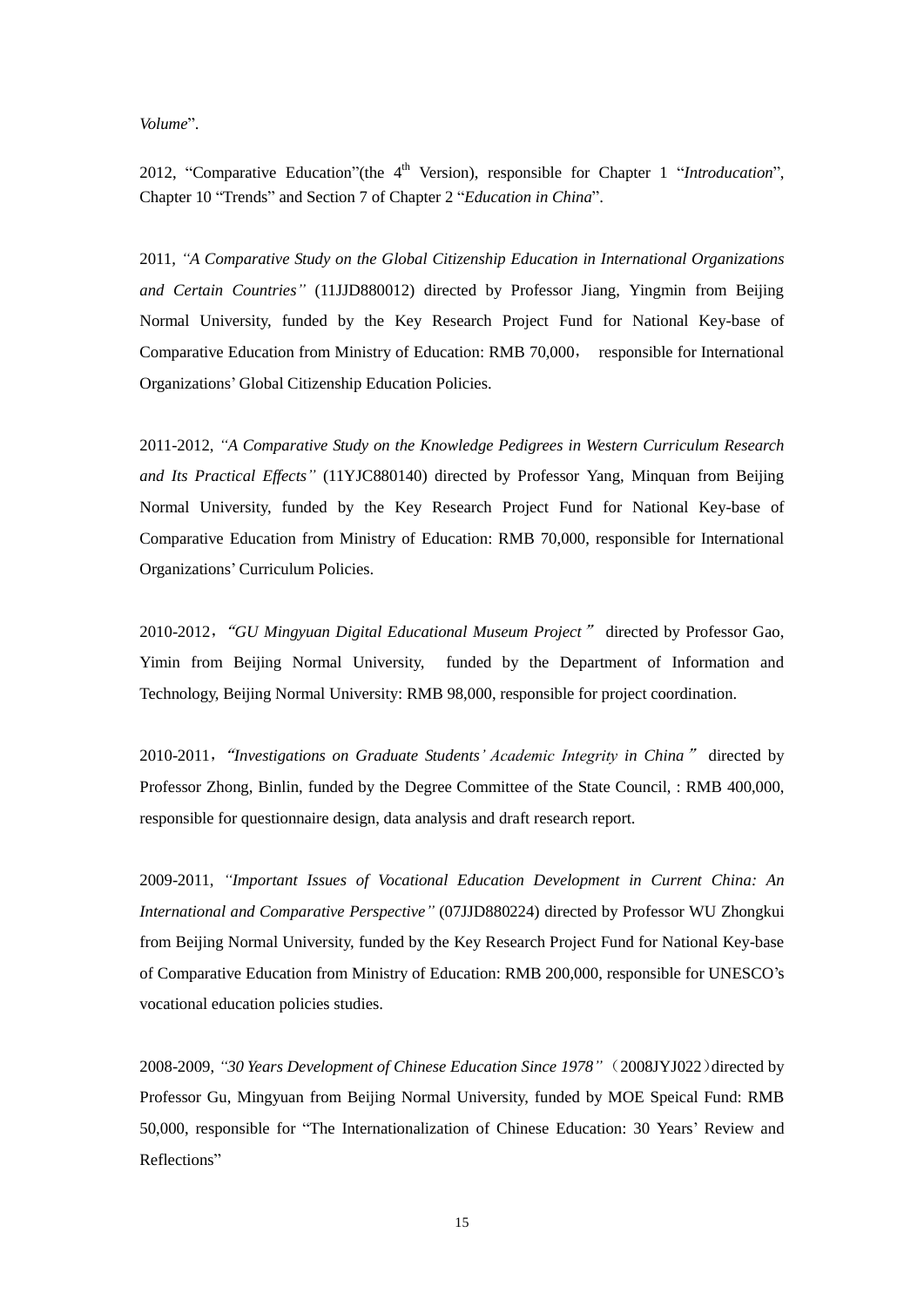*Volume*".

2012, "Comparative Education"(the $4^{th}$ Version), responsible for Chapter 1 "*Introducation*", Chapter 10 "Trends" and Section 7 of Chapter 2 "*Education in China*".

2011, *"A Comparative Study on the Global Citizenship Education in International Organizations and Certain Countries"* (11JJD880012) directed by Professor Jiang, Yingmin from Beijing Normal University, funded by the Key Research Project Fund for National Key-base of Comparative Education from Ministry of Education: RMB 70,000， responsible for International Organizations' Global Citizenship Education Policies.

2011-2012, *"A Comparative Study on the Knowledge Pedigrees in Western Curriculum Research and Its Practical Effects"* (11YJC880140) directed by Professor Yang, Minquan from Beijing Normal University, funded by the Key Research Project Fund for National Key-base of Comparative Education from Ministry of Education: RMB 70,000, responsible for International Organizations' Curriculum Policies.

2010-2012，*"GU Mingyuan Digital Educational Museum Project"* directed by Professor Gao, Yimin from Beijing Normal University, funded by the Department of Information and Technology, Beijing Normal University: RMB 98,000, responsible for project coordination.

2010-2011，*"Investigations on Graduate Students' Academic Integrity in China"* directed by Professor Zhong, Binlin, funded by the Degree Committee of the State Council, : RMB 400,000, responsible for questionnaire design, data analysis and draft research report.

2009-2011, *"Important Issues of Vocational Education Development in Current China: An International and Comparative Perspective"* (07JJD880224) directed by Professor WU Zhongkui from Beijing Normal University, funded by the Key Research Project Fund for National Key-base of Comparative Education from Ministry of Education: RMB 200,000, responsible for UNESCO's vocational education policies studies.

2008-2009, *"30 Years Development of Chinese Education Since 1978"*（2008JYJ022）directed by Professor Gu, Mingyuan from Beijing Normal University, funded by MOE Speical Fund: RMB 50,000, responsible for "The Internationalization of Chinese Education: 30 Years' Review and Reflections"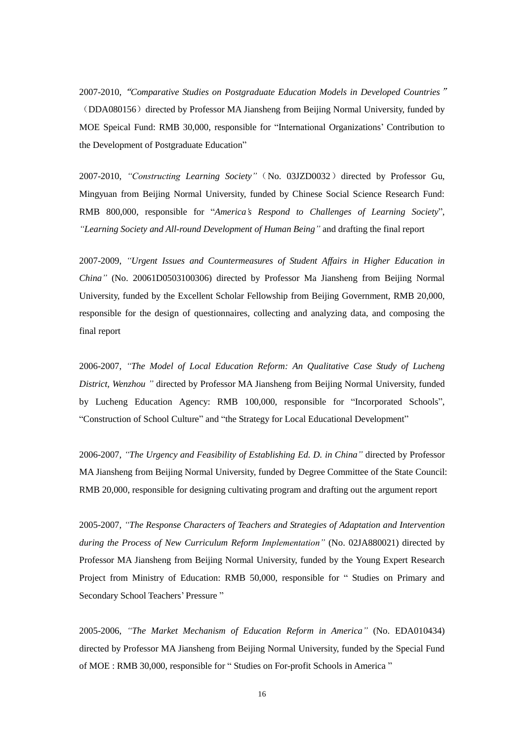2007-2010, *"Comparative Studies on Postgraduate Education Models in Developed Countries"*（DDA080156）directed by Professor MA Jiansheng from Beijing Normal University, funded by MOE Speical Fund: RMB 30,000, responsible for "International Organizations' Contribution to the Development of Postgraduate Education"

2007-2010, *"Constructing Learning Society"*（No. 03JZD0032）directed by Professor Gu, Mingyuan from Beijing Normal University, funded by Chinese Social Science Research Fund: RMB 800,000, responsible for "*America's Respond to Challenges of Learning Society*", *"Learning Society and All-round Development of Human Being"* and drafting the final report

2007-2009, *"Urgent Issues and Countermeasures of Student Affairs in Higher Education in China"* (No. 20061D0503100306) directed by Professor Ma Jiansheng from Beijing Normal University, funded by the Excellent Scholar Fellowship from Beijing Government, RMB 20,000, responsible for the design of questionnaires, collecting and analyzing data, and composing the final report

2006-2007, *"The Model of Local Education Reform: An Qualitative Case Study of Lucheng District, Wenzhou "* directed by Professor MA Jiansheng from Beijing Normal University, funded by Lucheng Education Agency: RMB 100,000, responsible for "Incorporated Schools", "Construction of School Culture" and "the Strategy for Local Educational Development"

2006-2007, *"The Urgency and Feasibility of Establishing Ed. D. in China"* directed by Professor MA Jiansheng from Beijing Normal University, funded by Degree Committee of the State Council: RMB 20,000, responsible for designing cultivating program and drafting out the argument report

2005-2007, *"The Response Characters of Teachers and Strategies of Adaptation and Intervention during the Process of New Curriculum Reform Implementation"* (No. 02JA880021) directed by Professor MA Jiansheng from Beijing Normal University, funded by the Young Expert Research Project from Ministry of Education: RMB 50,000, responsible for " Studies on Primary and Secondary School Teachers' Pressure "

2005-2006, *"The Market Mechanism of Education Reform in America"* (No. EDA010434) directed by Professor MA Jiansheng from Beijing Normal University, funded by the Special Fund of MOE : RMB 30,000, responsible for " Studies on For-profit Schools in America "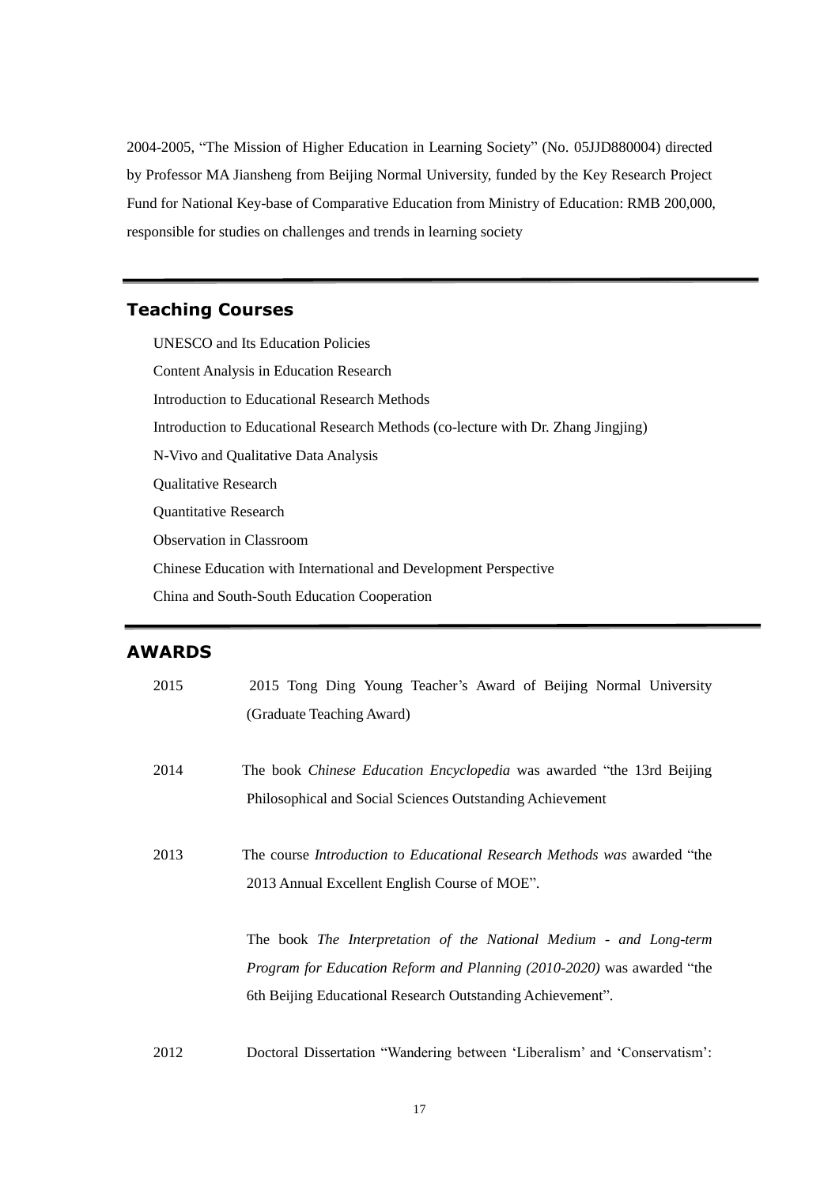2004-2005, "The Mission of Higher Education in Learning Society" (No. 05JJD880004) directed by Professor MA Jiansheng from Beijing Normal University, funded by the Key Research Project Fund for National Key-base of Comparative Education from Ministry of Education: RMB 200,000, responsible for studies on challenges and trends in learning society

## Teaching Courses

UNESCO and Its Education Policies
Content Analysis in Education Research
Introduction to Educational Research Methods
Introduction to Educational Research Methods (co-lecture with Dr. Zhang Jingjing)
N-Vivo and Qualitative Data Analysis
Qualitative Research
Quantitative Research
Observation in Classroom
Chinese Education with International and Development Perspective
China and South-South Education Cooperation

## AWARDS

2015 — 2015 Tong Ding Young Teacher's Award of Beijing Normal University (Graduate Teaching Award)

2014 — The book *Chinese Education Encyclopedia* was awarded "the 13rd Beijing Philosophical and Social Sciences Outstanding Achievement

2013 — The course *Introduction to Educational Research Methods was* awarded "the 2013 Annual Excellent English Course of MOE".

The book *The Interpretation of the National Medium - and Long-term Program for Education Reform and Planning (2010-2020)* was awarded "the 6th Beijing Educational Research Outstanding Achievement".

2012 — Doctoral Dissertation "Wandering between 'Liberalism' and 'Conservatism':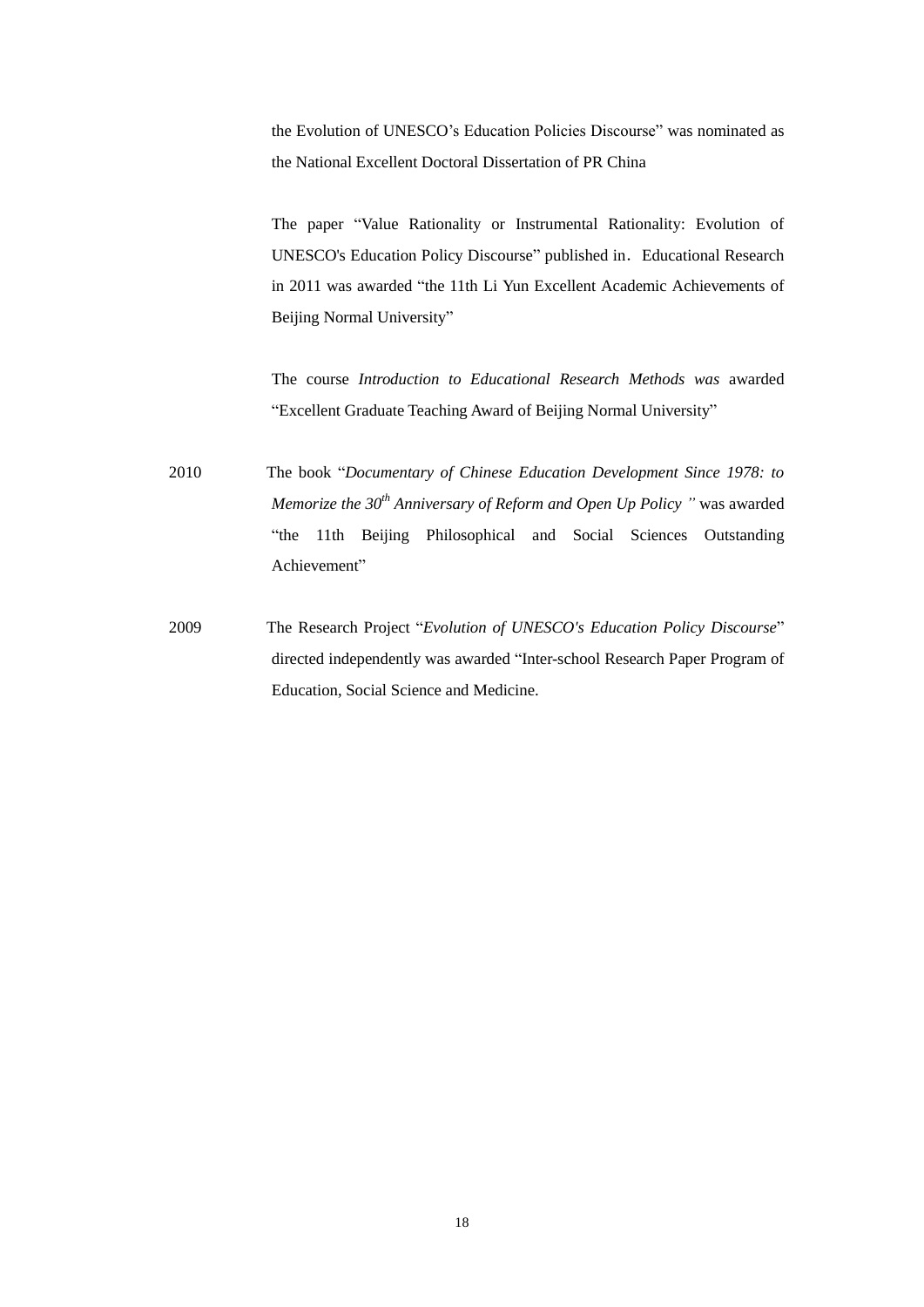the Evolution of UNESCO's Education Policies Discourse" was nominated as the National Excellent Doctoral Dissertation of PR China

The paper "Value Rationality or Instrumental Rationality: Evolution of UNESCO's Education Policy Discourse" published in．Educational Research in 2011 was awarded "the 11th Li Yun Excellent Academic Achievements of Beijing Normal University"

The course *Introduction to Educational Research Methods was* awarded "Excellent Graduate Teaching Award of Beijing Normal University"

2010 The book "*Documentary of Chinese Education Development Since 1978: to Memorize the 30th Anniversary of Reform and Open Up Policy "* was awarded "the 11th Beijing Philosophical and Social Sciences Outstanding Achievement"

2009 The Research Project "*Evolution of UNESCO's Education Policy Discourse*" directed independently was awarded "Inter-school Research Paper Program of Education, Social Science and Medicine.